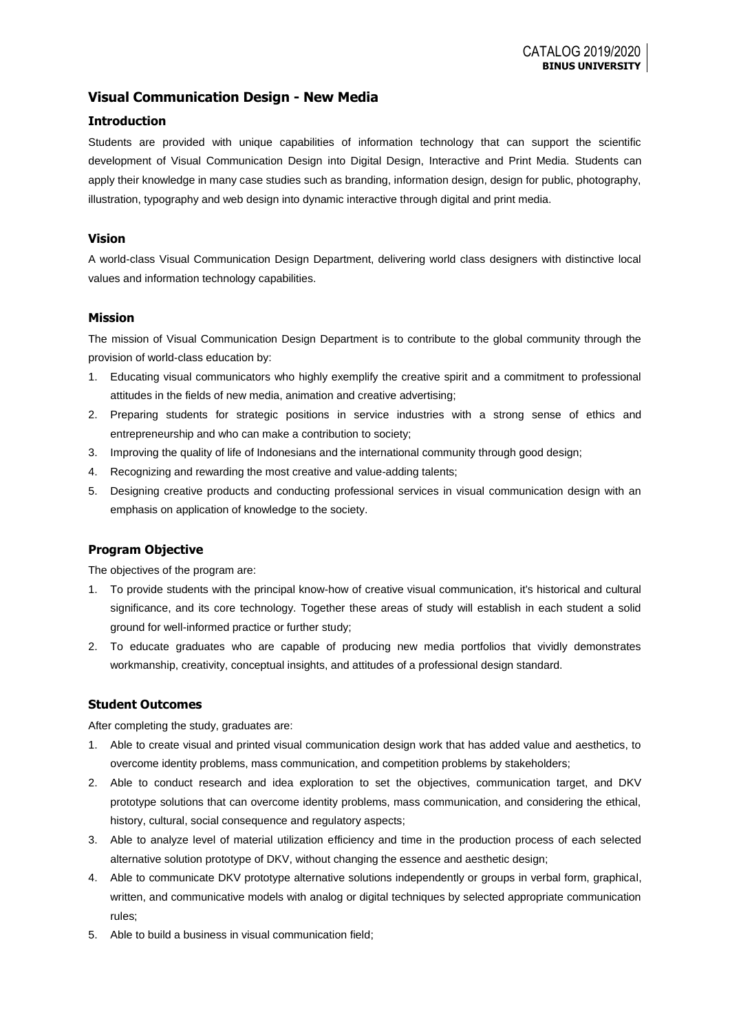# Visual Communication Design - New Media

## Introduction

Students are provided with unique capabilities of information technology that can support the scientific development of Visual Communication Design into Digital Design, Interactive and Print Media. Students can apply their knowledge in many case studies such as branding, information design, design for public, photography, illustration, typography and web design into dynamic interactive through digital and print media.

## Vision

A world-class Visual Communication Design Department, delivering world class designers with distinctive local values and information technology capabilities.

## Mission

The mission of Visual Communication Design Department is to contribute to the global community through the provision of world-class education by:

1. Educating visual communicators who highly exemplify the creative spirit and a commitment to professional attitudes in the fields of new media, animation and creative advertising;
2. Preparing students for strategic positions in service industries with a strong sense of ethics and entrepreneurship and who can make a contribution to society;
3. Improving the quality of life of Indonesians and the international community through good design;
4. Recognizing and rewarding the most creative and value-adding talents;
5. Designing creative products and conducting professional services in visual communication design with an emphasis on application of knowledge to the society.

## Program Objective

The objectives of the program are:

1. To provide students with the principal know-how of creative visual communication, it's historical and cultural significance, and its core technology. Together these areas of study will establish in each student a solid ground for well-informed practice or further study;
2. To educate graduates who are capable of producing new media portfolios that vividly demonstrates workmanship, creativity, conceptual insights, and attitudes of a professional design standard.

## Student Outcomes

After completing the study, graduates are:

1. Able to create visual and printed visual communication design work that has added value and aesthetics, to overcome identity problems, mass communication, and competition problems by stakeholders;
2. Able to conduct research and idea exploration to set the objectives, communication target, and DKV prototype solutions that can overcome identity problems, mass communication, and considering the ethical, history, cultural, social consequence and regulatory aspects;
3. Able to analyze level of material utilization efficiency and time in the production process of each selected alternative solution prototype of DKV, without changing the essence and aesthetic design;
4. Able to communicate DKV prototype alternative solutions independently or groups in verbal form, graphical, written, and communicative models with analog or digital techniques by selected appropriate communication rules;
5. Able to build a business in visual communication field;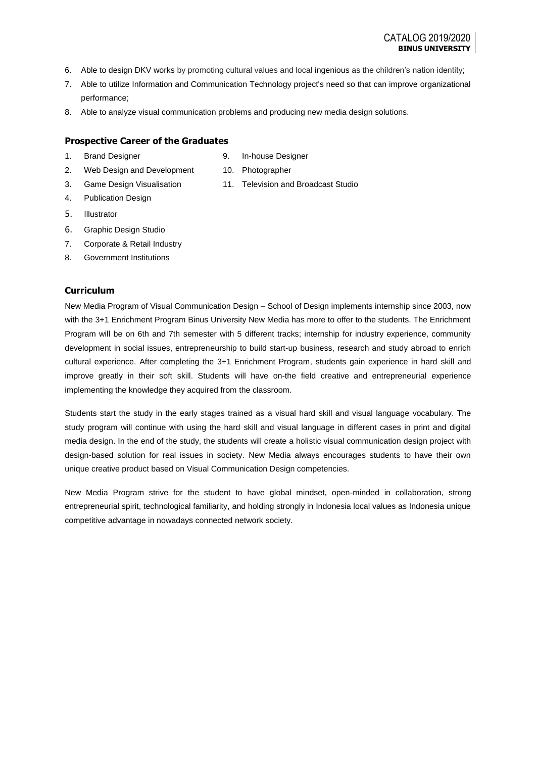6. Able to design DKV works by promoting cultural values and local ingenious as the children's nation identity;
7. Able to utilize Information and Communication Technology project's need so that can improve organizational performance;
8. Able to analyze visual communication problems and producing new media design solutions.

### Prospective Career of the Graduates

1. Brand Designer
2. Web Design and Development
3. Game Design Visualisation
4. Publication Design
5. Illustrator
6. Graphic Design Studio
7. Corporate & Retail Industry
8. Government Institutions
9. In-house Designer
10. Photographer
11. Television and Broadcast Studio

### Curriculum

New Media Program of Visual Communication Design – School of Design implements internship since 2003, now with the 3+1 Enrichment Program Binus University New Media has more to offer to the students. The Enrichment Program will be on 6th and 7th semester with 5 different tracks; internship for industry experience, community development in social issues, entrepreneurship to build start-up business, research and study abroad to enrich cultural experience. After completing the 3+1 Enrichment Program, students gain experience in hard skill and improve greatly in their soft skill. Students will have on-the field creative and entrepreneurial experience implementing the knowledge they acquired from the classroom.

Students start the study in the early stages trained as a visual hard skill and visual language vocabulary. The study program will continue with using the hard skill and visual language in different cases in print and digital media design. In the end of the study, the students will create a holistic visual communication design project with design-based solution for real issues in society. New Media always encourages students to have their own unique creative product based on Visual Communication Design competencies.

New Media Program strive for the student to have global mindset, open-minded in collaboration, strong entrepreneurial spirit, technological familiarity, and holding strongly in Indonesia local values as Indonesia unique competitive advantage in nowadays connected network society.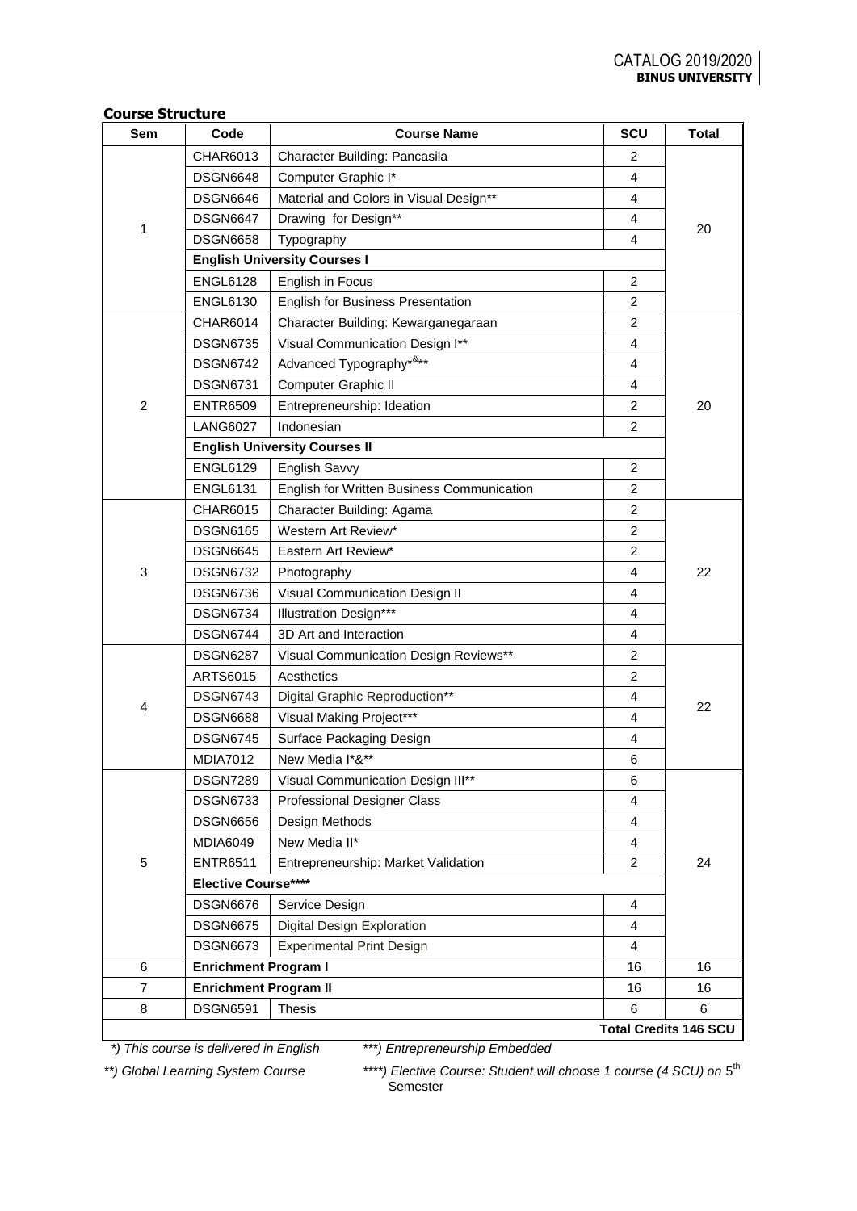## Course Structure

| Sem | Code | Course Name | SCU | Total |
|---|---|---|---|---|
| 1 | CHAR6013 | Character Building: Pancasila | 2 | 20 |
| | DSGN6648 | Computer Graphic I* | 4 | |
| | DSGN6646 | Material and Colors in Visual Design** | 4 | |
| | DSGN6647 | Drawing for Design** | 4 | |
| | DSGN6658 | Typography | 4 | |
| | **English University Courses I** | | | |
| | ENGL6128 | English in Focus | 2 | |
| | ENGL6130 | English for Business Presentation | 2 | |
| 2 | CHAR6014 | Character Building: Kewarganegaraan | 2 | 20 |
| | DSGN6735 | Visual Communication Design I** | 4 | |
| | DSGN6742 | Advanced Typography*&** | 4 | |
| | DSGN6731 | Computer Graphic II | 4 | |
| | ENTR6509 | Entrepreneurship: Ideation | 2 | |
| | LANG6027 | Indonesian | 2 | |
| | **English University Courses II** | | | |
| | ENGL6129 | English Savvy | 2 | |
| | ENGL6131 | English for Written Business Communication | 2 | |
| 3 | CHAR6015 | Character Building: Agama | 2 | 22 |
| | DSGN6165 | Western Art Review* | 2 | |
| | DSGN6645 | Eastern Art Review* | 2 | |
| | DSGN6732 | Photography | 4 | |
| | DSGN6736 | Visual Communication Design II | 4 | |
| | DSGN6734 | Illustration Design*** | 4 | |
| | DSGN6744 | 3D Art and Interaction | 4 | |
| 4 | DSGN6287 | Visual Communication Design Reviews** | 2 | 22 |
| | ARTS6015 | Aesthetics | 2 | |
| | DSGN6743 | Digital Graphic Reproduction** | 4 | |
| | DSGN6688 | Visual Making Project*** | 4 | |
| | DSGN6745 | Surface Packaging Design | 4 | |
| | MDIA7012 | New Media I*&** | 6 | |
| 5 | DSGN7289 | Visual Communication Design III** | 6 | 24 |
| | DSGN6733 | Professional Designer Class | 4 | |
| | DSGN6656 | Design Methods | 4 | |
| | MDIA6049 | New Media II* | 4 | |
| | ENTR6511 | Entrepreneurship: Market Validation | 2 | |
| | **Elective Course******** | | | |
| | DSGN6676 | Service Design | 4 | |
| | DSGN6675 | Digital Design Exploration | 4 | |
| | DSGN6673 | Experimental Print Design | 4 | |
| 6 | **Enrichment Program I** | | 16 | 16 |
| 7 | **Enrichment Program II** | | 16 | 16 |
| 8 | DSGN6591 | Thesis | 6 | 6 |
| | | | | **Total Credits 146 SCU** |

*\*) This course is delivered in English*

*\*\*) Global Learning System Course*

*\*\*\*) Entrepreneurship Embedded*

*\*\*\*\*) Elective Course: Student will choose 1 course (4 SCU) on* 5th Semester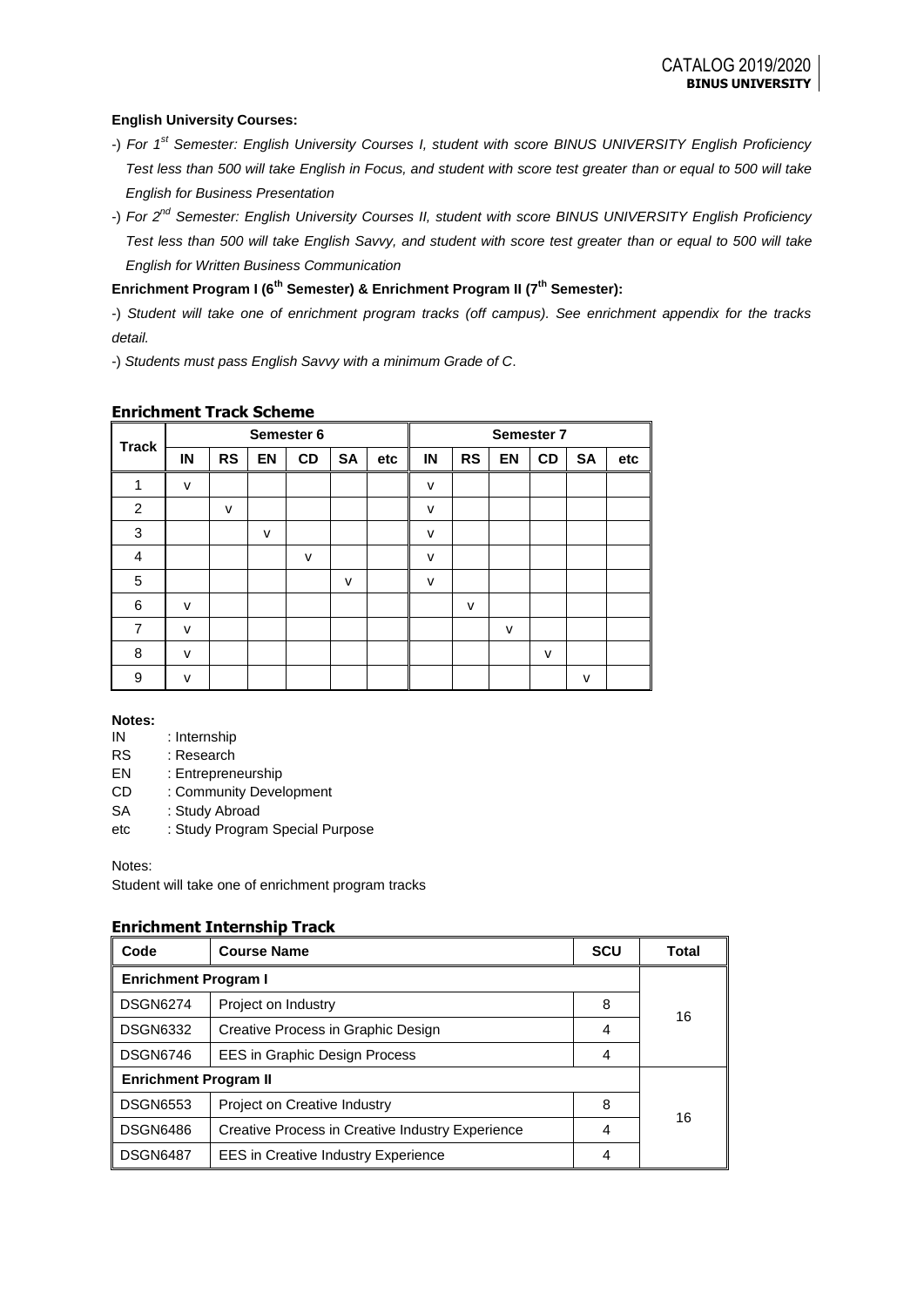**English University Courses:**

-) *For 1st Semester: English University Courses I, student with score BINUS UNIVERSITY English Proficiency Test less than 500 will take English in Focus, and student with score test greater than or equal to 500 will take English for Business Presentation*

-) *For 2nd Semester: English University Courses II, student with score BINUS UNIVERSITY English Proficiency Test less than 500 will take English Savvy, and student with score test greater than or equal to 500 will take English for Written Business Communication*

**Enrichment Program I (6th Semester) & Enrichment Program II (7th Semester):**

-) *Student will take one of enrichment program tracks (off campus). See enrichment appendix for the tracks detail.*

-) *Students must pass English Savvy with a minimum Grade of C.*

## Enrichment Track Scheme

| Track | Semester 6 | | | | | | Semester 7 | | | | | |
|---|---|---|---|---|---|---|---|---|---|---|---|---|
| | IN | RS | EN | CD | SA | etc | IN | RS | EN | CD | SA | etc |
| 1 | v | | | | | | v | | | | | |
| 2 | | v | | | | | v | | | | | |
| 3 | | | v | | | | v | | | | | |
| 4 | | | | v | | | v | | | | | |
| 5 | | | | | v | | v | | | | | |
| 6 | v | | | | | | | v | | | | |
| 7 | v | | | | | | | | v | | | |
| 8 | v | | | | | | | | | v | | |
| 9 | v | | | | | | | | | | v | |

**Notes:**

IN : Internship
RS : Research
EN : Entrepreneurship
CD : Community Development
SA : Study Abroad
etc : Study Program Special Purpose

Notes:
Student will take one of enrichment program tracks

## Enrichment Internship Track

| Code | Course Name | SCU | Total |
|---|---|---|---|
| **Enrichment Program I** | | | |
| DSGN6274 | Project on Industry | 8 | 16 |
| DSGN6332 | Creative Process in Graphic Design | 4 | |
| DSGN6746 | EES in Graphic Design Process | 4 | |
| **Enrichment Program II** | | | |
| DSGN6553 | Project on Creative Industry | 8 | 16 |
| DSGN6486 | Creative Process in Creative Industry Experience | 4 | |
| DSGN6487 | EES in Creative Industry Experience | 4 | |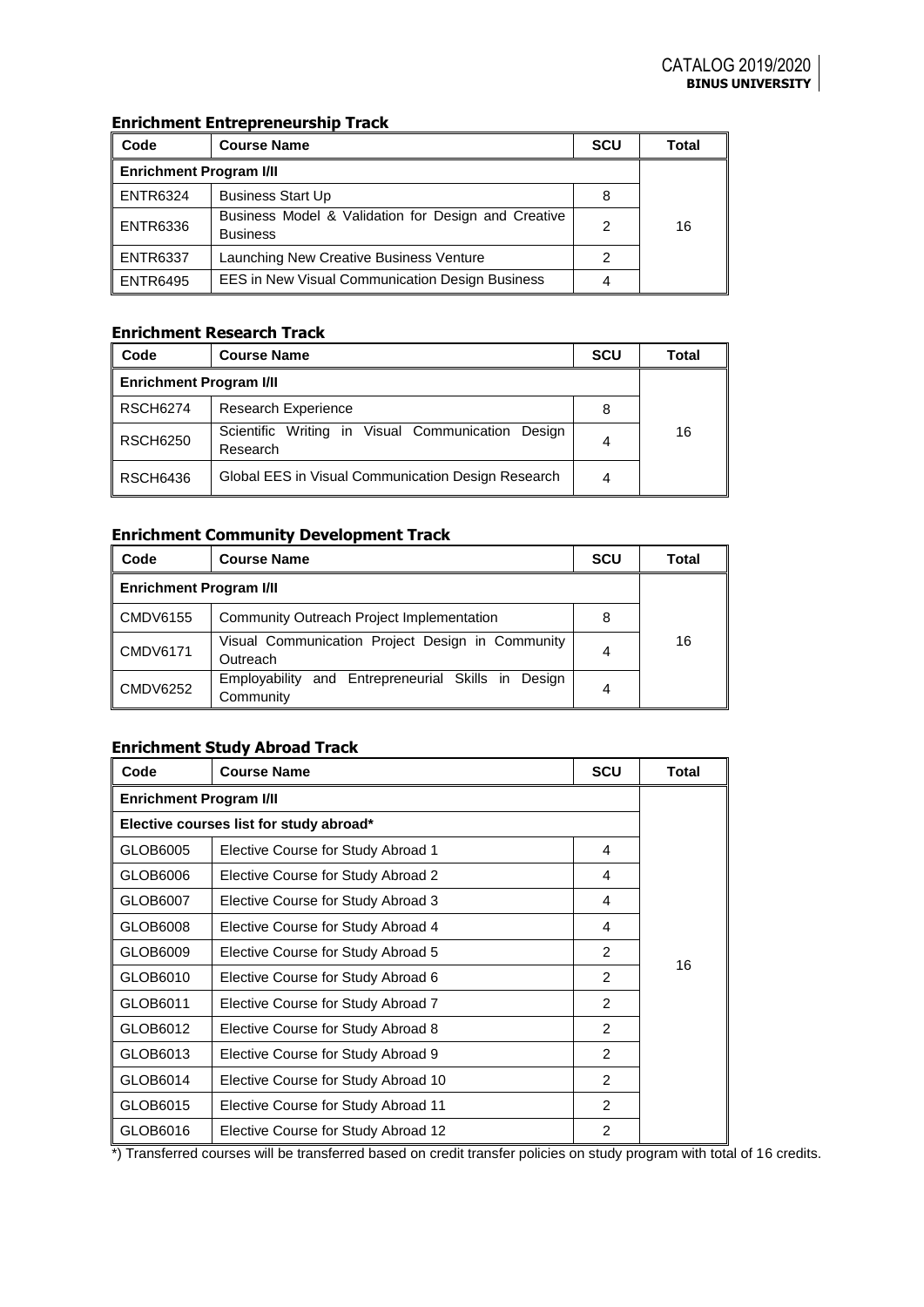### Enrichment Entrepreneurship Track

| Code | Course Name | SCU | Total |
|---|---|---|---|
| **Enrichment Program I/II** | | | 16 |
| ENTR6324 | Business Start Up | 8 | |
| ENTR6336 | Business Model & Validation for Design and Creative Business | 2 | |
| ENTR6337 | Launching New Creative Business Venture | 2 | |
| ENTR6495 | EES in New Visual Communication Design Business | 4 | |

### Enrichment Research Track

| Code | Course Name | SCU | Total |
|---|---|---|---|
| **Enrichment Program I/II** | | | 16 |
| RSCH6274 | Research Experience | 8 | |
| RSCH6250 | Scientific Writing in Visual Communication Design Research | 4 | |
| RSCH6436 | Global EES in Visual Communication Design Research | 4 | |

### Enrichment Community Development Track

| Code | Course Name | SCU | Total |
|---|---|---|---|
| **Enrichment Program I/II** | | | 16 |
| CMDV6155 | Community Outreach Project Implementation | 8 | |
| CMDV6171 | Visual Communication Project Design in Community Outreach | 4 | |
| CMDV6252 | Employability and Entrepreneurial Skills in Design Community | 4 | |

### Enrichment Study Abroad Track

| Code | Course Name | SCU | Total |
|---|---|---|---|
| **Enrichment Program I/II** | | | 16 |
| **Elective courses list for study abroad*** | | | |
| GLOB6005 | Elective Course for Study Abroad 1 | 4 | |
| GLOB6006 | Elective Course for Study Abroad 2 | 4 | |
| GLOB6007 | Elective Course for Study Abroad 3 | 4 | |
| GLOB6008 | Elective Course for Study Abroad 4 | 4 | |
| GLOB6009 | Elective Course for Study Abroad 5 | 2 | |
| GLOB6010 | Elective Course for Study Abroad 6 | 2 | |
| GLOB6011 | Elective Course for Study Abroad 7 | 2 | |
| GLOB6012 | Elective Course for Study Abroad 8 | 2 | |
| GLOB6013 | Elective Course for Study Abroad 9 | 2 | |
| GLOB6014 | Elective Course for Study Abroad 10 | 2 | |
| GLOB6015 | Elective Course for Study Abroad 11 | 2 | |
| GLOB6016 | Elective Course for Study Abroad 12 | 2 | |

*) Transferred courses will be transferred based on credit transfer policies on study program with total of 16 credits.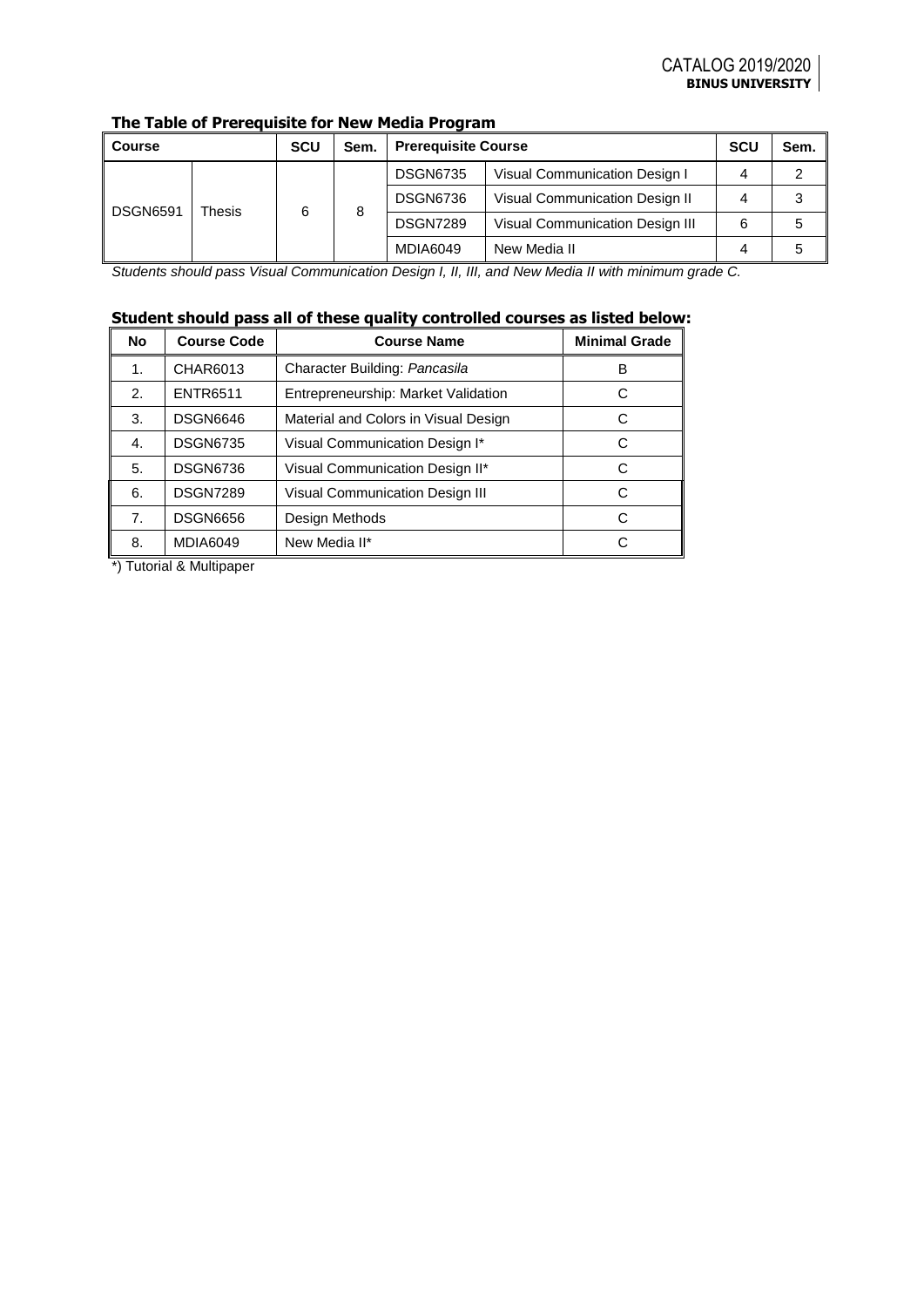**The Table of Prerequisite for New Media Program**

| Course | | SCU | Sem. | Prerequisite Course | | SCU | Sem. |
|---|---|---|---|---|---|---|---|
| DSGN6591 | Thesis | 6 | 8 | DSGN6735 | Visual Communication Design I | 4 | 2 |
| | | | | DSGN6736 | Visual Communication Design II | 4 | 3 |
| | | | | DSGN7289 | Visual Communication Design III | 6 | 5 |
| | | | | MDIA6049 | New Media II | 4 | 5 |

*Students should pass Visual Communication Design I, II, III, and New Media II with minimum grade C.*

**Student should pass all of these quality controlled courses as listed below:**

| No | Course Code | Course Name | Minimal Grade |
|---|---|---|---|
| 1. | CHAR6013 | Character Building: *Pancasila* | B |
| 2. | ENTR6511 | Entrepreneurship: Market Validation | C |
| 3. | DSGN6646 | Material and Colors in Visual Design | C |
| 4. | DSGN6735 | Visual Communication Design I* | C |
| 5. | DSGN6736 | Visual Communication Design II* | C |
| 6. | DSGN7289 | Visual Communication Design III | C |
| 7. | DSGN6656 | Design Methods | C |
| 8. | MDIA6049 | New Media II* | C |

*) Tutorial & Multipaper